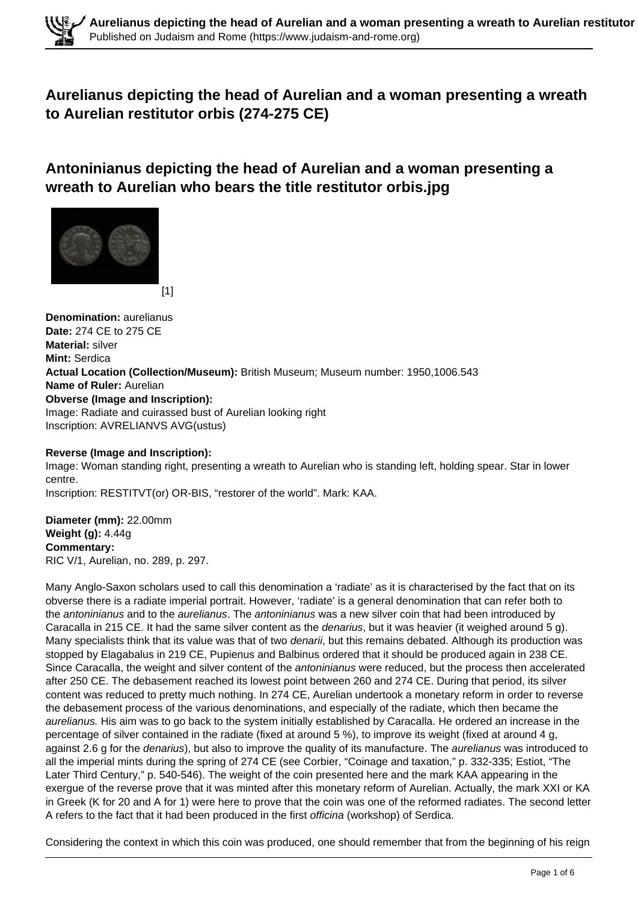# Aurelianus depicting the head of Aurelian and a woman presenting a wreath to Aurelian restitutor orbis (274-275 CE)

## Antoninianus depicting the head of Aurelian and a woman presenting a wreath to Aurelian who bears the title restitutor orbis.jpg

[1]

**Denomination:** aurelianus
**Date:** 274 CE to 275 CE
**Material:** silver
**Mint:** Serdica
**Actual Location (Collection/Museum):** British Museum; Museum number: 1950,1006.543
**Name of Ruler:** Aurelian
**Obverse (Image and Inscription):**
Image: Radiate and cuirassed bust of Aurelian looking right
Inscription: AVRELIANVS AVG(ustus)

**Reverse (Image and Inscription):**
Image: Woman standing right, presenting a wreath to Aurelian who is standing left, holding spear. Star in lower centre.
Inscription: RESTITVT(or) OR-BIS, "restorer of the world". Mark: KAA.

**Diameter (mm):** 22.00mm
**Weight (g):** 4.44g
**Commentary:**
RIC V/1, Aurelian, no. 289, p. 297.

Many Anglo-Saxon scholars used to call this denomination a 'radiate' as it is characterised by the fact that on its obverse there is a radiate imperial portrait. However, 'radiate' is a general denomination that can refer both to the *antoninianus* and to the *aurelianus*. The *antoninianus* was a new silver coin that had been introduced by Caracalla in 215 CE. It had the same silver content as the *denarius*, but it was heavier (it weighed around 5 g). Many specialists think that its value was that of two *denarii*, but this remains debated. Although its production was stopped by Elagabalus in 219 CE, Pupienus and Balbinus ordered that it should be produced again in 238 CE. Since Caracalla, the weight and silver content of the *antoninianus* were reduced, but the process then accelerated after 250 CE. The debasement reached its lowest point between 260 and 274 CE. During that period, its silver content was reduced to pretty much nothing. In 274 CE, Aurelian undertook a monetary reform in order to reverse the debasement process of the various denominations, and especially of the radiate, which then became the *aurelianus.* His aim was to go back to the system initially established by Caracalla. He ordered an increase in the percentage of silver contained in the radiate (fixed at around 5 %), to improve its weight (fixed at around 4 g, against 2.6 g for the *denarius*), but also to improve the quality of its manufacture. The *aurelianus* was introduced to all the imperial mints during the spring of 274 CE (see Corbier, "Coinage and taxation," p. 332-335; Estiot, "The Later Third Century," p. 540-546). The weight of the coin presented here and the mark KAA appearing in the exergue of the reverse prove that it was minted after this monetary reform of Aurelian. Actually, the mark XXI or KA in Greek (K for 20 and A for 1) were here to prove that the coin was one of the reformed radiates. The second letter A refers to the fact that it had been produced in the first *officina* (workshop) of Serdica.

Considering the context in which this coin was produced, one should remember that from the beginning of his reign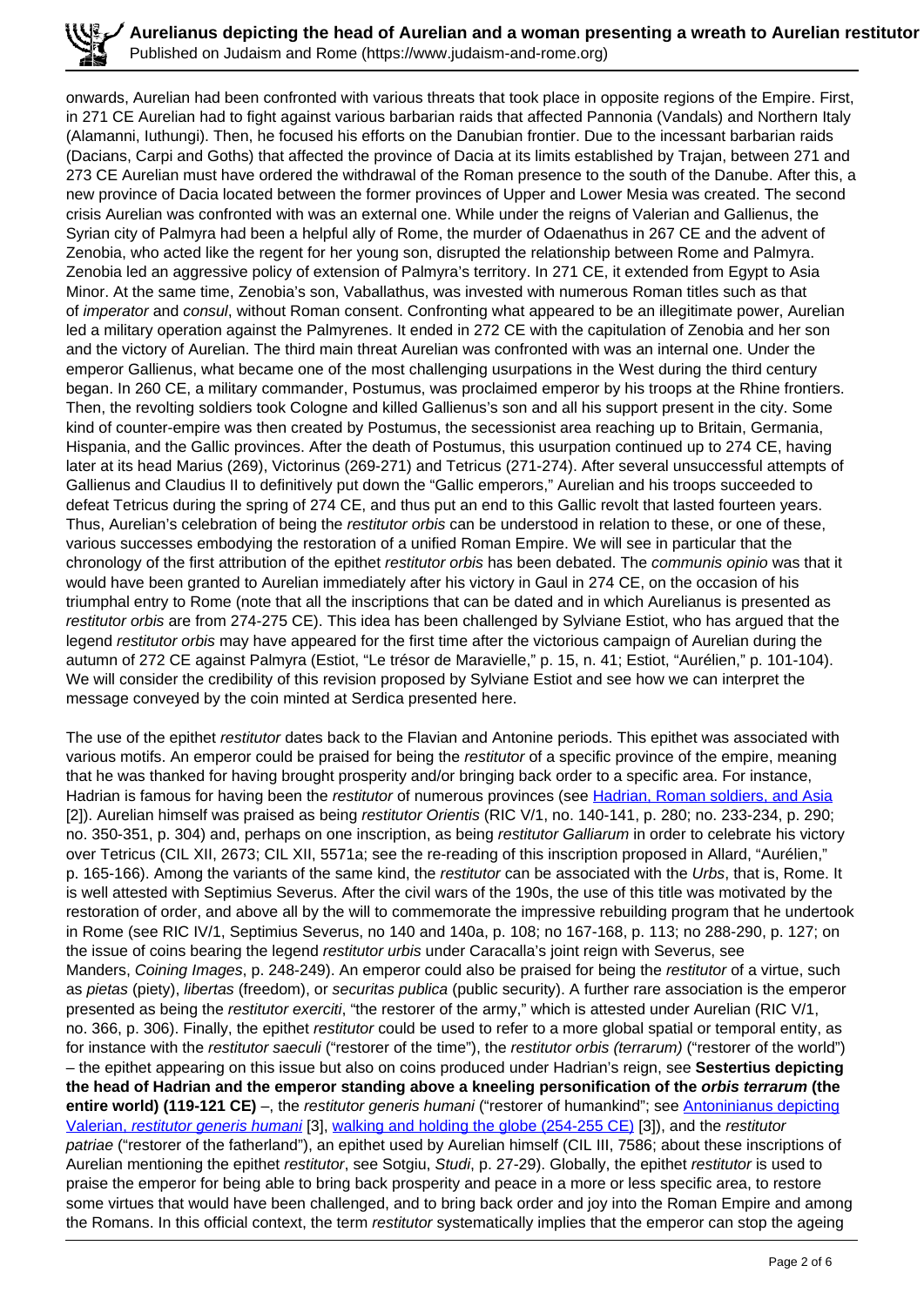onwards, Aurelian had been confronted with various threats that took place in opposite regions of the Empire. First, in 271 CE Aurelian had to fight against various barbarian raids that affected Pannonia (Vandals) and Northern Italy (Alamanni, Iuthungi). Then, he focused his efforts on the Danubian frontier. Due to the incessant barbarian raids (Dacians, Carpi and Goths) that affected the province of Dacia at its limits established by Trajan, between 271 and 273 CE Aurelian must have ordered the withdrawal of the Roman presence to the south of the Danube. After this, a new province of Dacia located between the former provinces of Upper and Lower Mesia was created. The second crisis Aurelian was confronted with was an external one. While under the reigns of Valerian and Gallienus, the Syrian city of Palmyra had been a helpful ally of Rome, the murder of Odaenathus in 267 CE and the advent of Zenobia, who acted like the regent for her young son, disrupted the relationship between Rome and Palmyra. Zenobia led an aggressive policy of extension of Palmyra's territory. In 271 CE, it extended from Egypt to Asia Minor. At the same time, Zenobia's son, Vaballathus, was invested with numerous Roman titles such as that of *imperator* and *consul*, without Roman consent. Confronting what appeared to be an illegitimate power, Aurelian led a military operation against the Palmyrenes. It ended in 272 CE with the capitulation of Zenobia and her son and the victory of Aurelian. The third main threat Aurelian was confronted with was an internal one. Under the emperor Gallienus, what became one of the most challenging usurpations in the West during the third century began. In 260 CE, a military commander, Postumus, was proclaimed emperor by his troops at the Rhine frontiers. Then, the revolting soldiers took Cologne and killed Gallienus's son and all his support present in the city. Some kind of counter-empire was then created by Postumus, the secessionist area reaching up to Britain, Germania, Hispania, and the Gallic provinces. After the death of Postumus, this usurpation continued up to 274 CE, having later at its head Marius (269), Victorinus (269-271) and Tetricus (271-274). After several unsuccessful attempts of Gallienus and Claudius II to definitively put down the "Gallic emperors," Aurelian and his troops succeeded to defeat Tetricus during the spring of 274 CE, and thus put an end to this Gallic revolt that lasted fourteen years. Thus, Aurelian's celebration of being the *restitutor orbis* can be understood in relation to these, or one of these, various successes embodying the restoration of a unified Roman Empire. We will see in particular that the chronology of the first attribution of the epithet *restitutor orbis* has been debated. The *communis opinio* was that it would have been granted to Aurelian immediately after his victory in Gaul in 274 CE, on the occasion of his triumphal entry to Rome (note that all the inscriptions that can be dated and in which Aurelianus is presented as *restitutor orbis* are from 274-275 CE). This idea has been challenged by Sylviane Estiot, who has argued that the legend *restitutor orbis* may have appeared for the first time after the victorious campaign of Aurelian during the autumn of 272 CE against Palmyra (Estiot, "Le trésor de Maravielle," p. 15, n. 41; Estiot, "Aurélien," p. 101-104). We will consider the credibility of this revision proposed by Sylviane Estiot and see how we can interpret the message conveyed by the coin minted at Serdica presented here.

The use of the epithet *restitutor* dates back to the Flavian and Antonine periods. This epithet was associated with various motifs. An emperor could be praised for being the *restitutor* of a specific province of the empire, meaning that he was thanked for having brought prosperity and/or bringing back order to a specific area. For instance, Hadrian is famous for having been the *restitutor* of numerous provinces (see Hadrian, Roman soldiers, and Asia [2]). Aurelian himself was praised as being *restitutor Orientis* (RIC V/1, no. 140-141, p. 280; no. 233-234, p. 290; no. 350-351, p. 304) and, perhaps on one inscription, as being *restitutor Galliarum* in order to celebrate his victory over Tetricus (CIL XII, 2673; CIL XII, 5571a; see the re-reading of this inscription proposed in Allard, "Aurélien," p. 165-166). Among the variants of the same kind, the *restitutor* can be associated with the *Urbs*, that is, Rome. It is well attested with Septimius Severus. After the civil wars of the 190s, the use of this title was motivated by the restoration of order, and above all by the will to commemorate the impressive rebuilding program that he undertook in Rome (see RIC IV/1, Septimius Severus, no 140 and 140a, p. 108; no 167-168, p. 113; no 288-290, p. 127; on the issue of coins bearing the legend *restitutor urbis* under Caracalla's joint reign with Severus, see Manders, *Coining Images*, p. 248-249). An emperor could also be praised for being the *restitutor* of a virtue, such as *pietas* (piety), *libertas* (freedom), or *securitas publica* (public security). A further rare association is the emperor presented as being the *restitutor exerciti*, "the restorer of the army," which is attested under Aurelian (RIC V/1, no. 366, p. 306). Finally, the epithet *restitutor* could be used to refer to a more global spatial or temporal entity, as for instance with the *restitutor saeculi* ("restorer of the time"), the *restitutor orbis (terrarum)* ("restorer of the world") – the epithet appearing on this issue but also on coins produced under Hadrian's reign, see **Sestertius depicting the head of Hadrian and the emperor standing above a kneeling personification of the *orbis terrarum* (the entire world) (119-121 CE)** –, the *restitutor generis humani* ("restorer of humankind"; see Antoninianus depicting Valerian, *restitutor generis humani* [3], walking and holding the globe (254-255 CE) [3]), and the *restitutor patriae* ("restorer of the fatherland"), an epithet used by Aurelian himself (CIL III, 7586; about these inscriptions of Aurelian mentioning the epithet *restitutor*, see Sotgiu, *Studi*, p. 27-29). Globally, the epithet *restitutor* is used to praise the emperor for being able to bring back prosperity and peace in a more or less specific area, to restore some virtues that would have been challenged, and to bring back order and joy into the Roman Empire and among the Romans. In this official context, the term *restitutor* systematically implies that the emperor can stop the ageing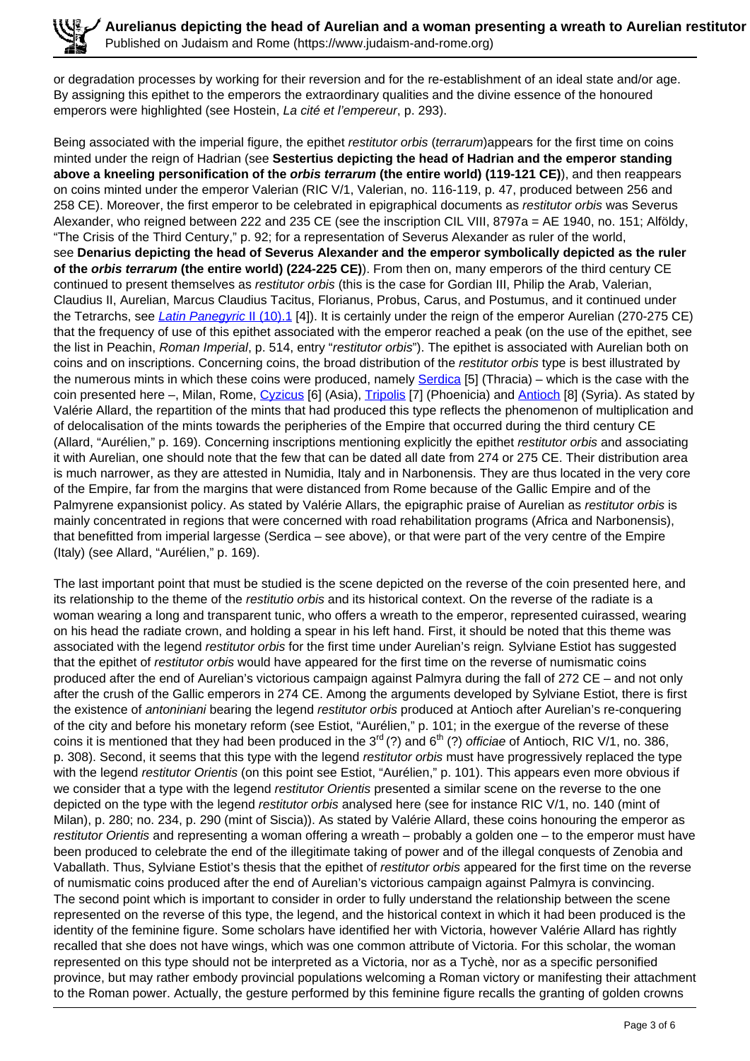or degradation processes by working for their reversion and for the re-establishment of an ideal state and/or age. By assigning this epithet to the emperors the extraordinary qualities and the divine essence of the honoured emperors were highlighted (see Hostein, *La cité et l'empereur*, p. 293).

Being associated with the imperial figure, the epithet *restitutor orbis* (*terrarum*)appears for the first time on coins minted under the reign of Hadrian (see **Sestertius depicting the head of Hadrian and the emperor standing above a kneeling personification of the *orbis terrarum* (the entire world) (119-121 CE)**), and then reappears on coins minted under the emperor Valerian (RIC V/1, Valerian, no. 116-119, p. 47, produced between 256 and 258 CE). Moreover, the first emperor to be celebrated in epigraphical documents as *restitutor orbis* was Severus Alexander, who reigned between 222 and 235 CE (see the inscription CIL VIII, 8797a = AE 1940, no. 151; Alföldy, "The Crisis of the Third Century," p. 92; for a representation of Severus Alexander as ruler of the world, see **Denarius depicting the head of Severus Alexander and the emperor symbolically depicted as the ruler of the *orbis terrarum* (the entire world) (224-225 CE)**). From then on, many emperors of the third century CE continued to present themselves as *restitutor orbis* (this is the case for Gordian III, Philip the Arab, Valerian, Claudius II, Aurelian, Marcus Claudius Tacitus, Florianus, Probus, Carus, and Postumus, and it continued under the Tetrarchs, see *Latin Panegyric* II (10).1 [4]). It is certainly under the reign of the emperor Aurelian (270-275 CE) that the frequency of use of this epithet associated with the emperor reached a peak (on the use of the epithet, see the list in Peachin, *Roman Imperial*, p. 514, entry "*restitutor orbis*"). The epithet is associated with Aurelian both on coins and on inscriptions. Concerning coins, the broad distribution of the *restitutor orbis* type is best illustrated by the numerous mints in which these coins were produced, namely Serdica [5] (Thracia) – which is the case with the coin presented here –, Milan, Rome, Cyzicus [6] (Asia), Tripolis [7] (Phoenicia) and Antioch [8] (Syria). As stated by Valérie Allard, the repartition of the mints that had produced this type reflects the phenomenon of multiplication and of delocalisation of the mints towards the peripheries of the Empire that occurred during the third century CE (Allard, "Aurélien," p. 169). Concerning inscriptions mentioning explicitly the epithet *restitutor orbis* and associating it with Aurelian, one should note that the few that can be dated all date from 274 or 275 CE. Their distribution area is much narrower, as they are attested in Numidia, Italy and in Narbonensis. They are thus located in the very core of the Empire, far from the margins that were distanced from Rome because of the Gallic Empire and of the Palmyrene expansionist policy. As stated by Valérie Allars, the epigraphic praise of Aurelian as *restitutor orbis* is mainly concentrated in regions that were concerned with road rehabilitation programs (Africa and Narbonensis), that benefitted from imperial largesse (Serdica – see above), or that were part of the very centre of the Empire (Italy) (see Allard, "Aurélien," p. 169).

The last important point that must be studied is the scene depicted on the reverse of the coin presented here, and its relationship to the theme of the *restitutio orbis* and its historical context. On the reverse of the radiate is a woman wearing a long and transparent tunic, who offers a wreath to the emperor, represented cuirassed, wearing on his head the radiate crown, and holding a spear in his left hand. First, it should be noted that this theme was associated with the legend *restitutor orbis* for the first time under Aurelian's reign*.* Sylviane Estiot has suggested that the epithet of *restitutor orbis* would have appeared for the first time on the reverse of numismatic coins produced after the end of Aurelian's victorious campaign against Palmyra during the fall of 272 CE – and not only after the crush of the Gallic emperors in 274 CE. Among the arguments developed by Sylviane Estiot, there is first the existence of *antoniniani* bearing the legend *restitutor orbis* produced at Antioch after Aurelian's re-conquering of the city and before his monetary reform (see Estiot, "Aurélien," p. 101; in the exergue of the reverse of these coins it is mentioned that they had been produced in the 3rd (?) and 6th (?) *officiae* of Antioch, RIC V/1, no. 386, p. 308). Second, it seems that this type with the legend *restitutor orbis* must have progressively replaced the type with the legend *restitutor Orientis* (on this point see Estiot, "Aurélien," p. 101). This appears even more obvious if we consider that a type with the legend *restitutor Orientis* presented a similar scene on the reverse to the one depicted on the type with the legend *restitutor orbis* analysed here (see for instance RIC V/1, no. 140 (mint of Milan), p. 280; no. 234, p. 290 (mint of Siscia)). As stated by Valérie Allard, these coins honouring the emperor as *restitutor Orientis* and representing a woman offering a wreath – probably a golden one – to the emperor must have been produced to celebrate the end of the illegitimate taking of power and of the illegal conquests of Zenobia and Vaballath. Thus, Sylviane Estiot's thesis that the epithet of *restitutor orbis* appeared for the first time on the reverse of numismatic coins produced after the end of Aurelian's victorious campaign against Palmyra is convincing. The second point which is important to consider in order to fully understand the relationship between the scene represented on the reverse of this type, the legend, and the historical context in which it had been produced is the identity of the feminine figure. Some scholars have identified her with Victoria, however Valérie Allard has rightly recalled that she does not have wings, which was one common attribute of Victoria. For this scholar, the woman represented on this type should not be interpreted as a Victoria, nor as a Tychè, nor as a specific personified province, but may rather embody provincial populations welcoming a Roman victory or manifesting their attachment to the Roman power. Actually, the gesture performed by this feminine figure recalls the granting of golden crowns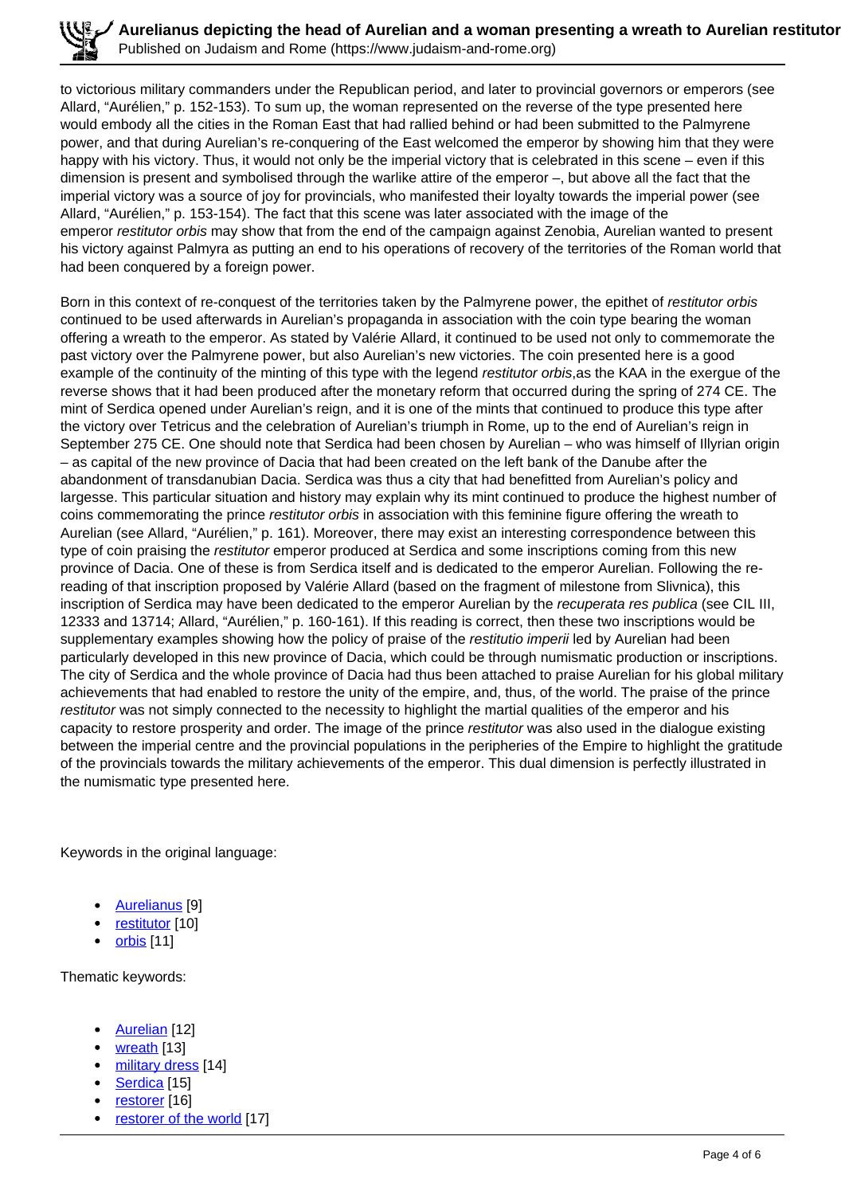to victorious military commanders under the Republican period, and later to provincial governors or emperors (see Allard, "Aurélien," p. 152-153). To sum up, the woman represented on the reverse of the type presented here would embody all the cities in the Roman East that had rallied behind or had been submitted to the Palmyrene power, and that during Aurelian's re-conquering of the East welcomed the emperor by showing him that they were happy with his victory. Thus, it would not only be the imperial victory that is celebrated in this scene – even if this dimension is present and symbolised through the warlike attire of the emperor –, but above all the fact that the imperial victory was a source of joy for provincials, who manifested their loyalty towards the imperial power (see Allard, "Aurélien," p. 153-154). The fact that this scene was later associated with the image of the emperor *restitutor orbis* may show that from the end of the campaign against Zenobia, Aurelian wanted to present his victory against Palmyra as putting an end to his operations of recovery of the territories of the Roman world that had been conquered by a foreign power.

Born in this context of re-conquest of the territories taken by the Palmyrene power, the epithet of *restitutor orbis* continued to be used afterwards in Aurelian's propaganda in association with the coin type bearing the woman offering a wreath to the emperor. As stated by Valérie Allard, it continued to be used not only to commemorate the past victory over the Palmyrene power, but also Aurelian's new victories. The coin presented here is a good example of the continuity of the minting of this type with the legend *restitutor orbis*,as the KAA in the exergue of the reverse shows that it had been produced after the monetary reform that occurred during the spring of 274 CE. The mint of Serdica opened under Aurelian's reign, and it is one of the mints that continued to produce this type after the victory over Tetricus and the celebration of Aurelian's triumph in Rome, up to the end of Aurelian's reign in September 275 CE. One should note that Serdica had been chosen by Aurelian – who was himself of Illyrian origin – as capital of the new province of Dacia that had been created on the left bank of the Danube after the abandonment of transdanubian Dacia. Serdica was thus a city that had benefitted from Aurelian's policy and largesse. This particular situation and history may explain why its mint continued to produce the highest number of coins commemorating the prince *restitutor orbis* in association with this feminine figure offering the wreath to Aurelian (see Allard, "Aurélien," p. 161). Moreover, there may exist an interesting correspondence between this type of coin praising the *restitutor* emperor produced at Serdica and some inscriptions coming from this new province of Dacia. One of these is from Serdica itself and is dedicated to the emperor Aurelian. Following the re-reading of that inscription proposed by Valérie Allard (based on the fragment of milestone from Slivnica), this inscription of Serdica may have been dedicated to the emperor Aurelian by the *recuperata res publica* (see CIL III, 12333 and 13714; Allard, "Aurélien," p. 160-161). If this reading is correct, then these two inscriptions would be supplementary examples showing how the policy of praise of the *restitutio imperii* led by Aurelian had been particularly developed in this new province of Dacia, which could be through numismatic production or inscriptions. The city of Serdica and the whole province of Dacia had thus been attached to praise Aurelian for his global military achievements that had enabled to restore the unity of the empire, and, thus, of the world. The praise of the prince *restitutor* was not simply connected to the necessity to highlight the martial qualities of the emperor and his capacity to restore prosperity and order. The image of the prince *restitutor* was also used in the dialogue existing between the imperial centre and the provincial populations in the peripheries of the Empire to highlight the gratitude of the provincials towards the military achievements of the emperor. This dual dimension is perfectly illustrated in the numismatic type presented here.

Keywords in the original language:

- Aurelianus [9]
- restitutor [10]
- orbis [11]

Thematic keywords:

- Aurelian [12]
- wreath [13]
- military dress [14]
- Serdica [15]
- restorer [16]
- restorer of the world [17]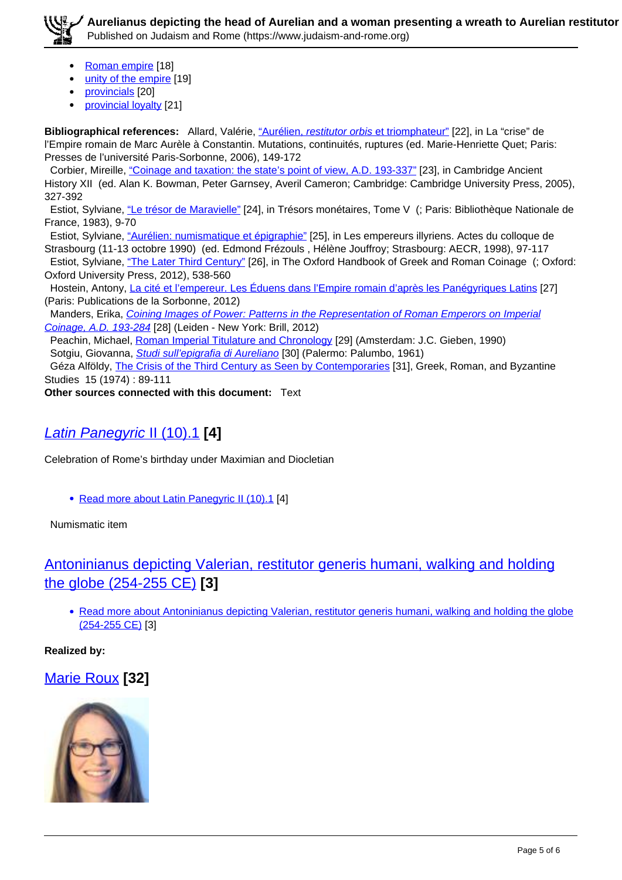- Roman empire [18]
- unity of the empire [19]
- provincials [20]
- provincial loyalty [21]

**Bibliographical references:** Allard, Valérie, "Aurélien, *restitutor orbis* et triomphateur" [22], in La "crise" de l'Empire romain de Marc Aurèle à Constantin. Mutations, continuités, ruptures (ed. Marie-Henriette Quet; Paris: Presses de l'université Paris-Sorbonne, 2006), 149-172

Corbier, Mireille, "Coinage and taxation: the state's point of view, A.D. 193-337" [23], in Cambridge Ancient History XII (ed. Alan K. Bowman, Peter Garnsey, Averil Cameron; Cambridge: Cambridge University Press, 2005), 327-392

Estiot, Sylviane, "Le trésor de Maravielle" [24], in Trésors monétaires, Tome V (; Paris: Bibliothèque Nationale de France, 1983), 9-70

Estiot, Sylviane, "Aurélien: numismatique et épigraphie" [25], in Les empereurs illyriens. Actes du colloque de Strasbourg (11-13 octobre 1990) (ed. Edmond Frézouls , Hélène Jouffroy; Strasbourg: AECR, 1998), 97-117

Estiot, Sylviane, "The Later Third Century" [26], in The Oxford Handbook of Greek and Roman Coinage (; Oxford: Oxford University Press, 2012), 538-560

Hostein, Antony, La cité et l'empereur. Les Éduens dans l'Empire romain d'après les Panégyriques Latins [27] (Paris: Publications de la Sorbonne, 2012)

Manders, Erika, *Coining Images of Power: Patterns in the Representation of Roman Emperors on Imperial Coinage, A.D. 193-284* [28] (Leiden - New York: Brill, 2012)

Peachin, Michael, Roman Imperial Titulature and Chronology [29] (Amsterdam: J.C. Gieben, 1990)

Sotgiu, Giovanna, *Studi sull'epigrafia di Aureliano* [30] (Palermo: Palumbo, 1961)

Géza Alföldy, The Crisis of the Third Century as Seen by Contemporaries [31], Greek, Roman, and Byzantine Studies 15 (1974) : 89-111

**Other sources connected with this document:** Text

## *Latin Panegyric* II (10).1 [4]

Celebration of Rome's birthday under Maximian and Diocletian

- Read more about Latin Panegyric II (10).1 [4]

Numismatic item

## Antoninianus depicting Valerian, restitutor generis humani, walking and holding the globe (254-255 CE) [3]

- Read more about Antoninianus depicting Valerian, restitutor generis humani, walking and holding the globe (254-255 CE) [3]

**Realized by:**

## Marie Roux [32]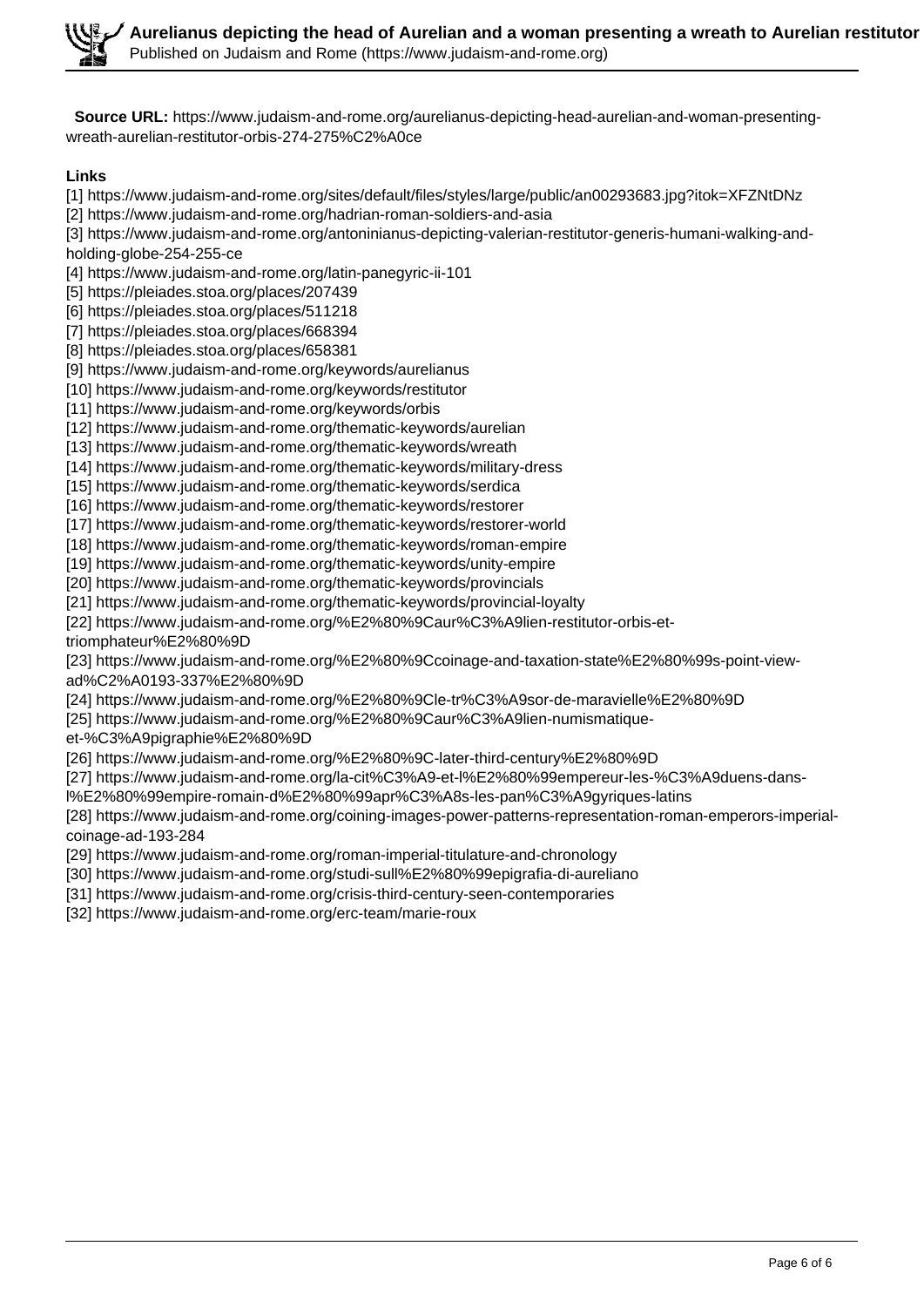**Source URL:** https://www.judaism-and-rome.org/aurelianus-depicting-head-aurelian-and-woman-presenting-wreath-aurelian-restitutor-orbis-274-275%C2%A0ce

**Links**

[1] https://www.judaism-and-rome.org/sites/default/files/styles/large/public/an00293683.jpg?itok=XFZNtDNz
[2] https://www.judaism-and-rome.org/hadrian-roman-soldiers-and-asia
[3] https://www.judaism-and-rome.org/antoninianus-depicting-valerian-restitutor-generis-humani-walking-and-holding-globe-254-255-ce
[4] https://www.judaism-and-rome.org/latin-panegyric-ii-101
[5] https://pleiades.stoa.org/places/207439
[6] https://pleiades.stoa.org/places/511218
[7] https://pleiades.stoa.org/places/668394
[8] https://pleiades.stoa.org/places/658381
[9] https://www.judaism-and-rome.org/keywords/aurelianus
[10] https://www.judaism-and-rome.org/keywords/restitutor
[11] https://www.judaism-and-rome.org/keywords/orbis
[12] https://www.judaism-and-rome.org/thematic-keywords/aurelian
[13] https://www.judaism-and-rome.org/thematic-keywords/wreath
[14] https://www.judaism-and-rome.org/thematic-keywords/military-dress
[15] https://www.judaism-and-rome.org/thematic-keywords/serdica
[16] https://www.judaism-and-rome.org/thematic-keywords/restorer
[17] https://www.judaism-and-rome.org/thematic-keywords/restorer-world
[18] https://www.judaism-and-rome.org/thematic-keywords/roman-empire
[19] https://www.judaism-and-rome.org/thematic-keywords/unity-empire
[20] https://www.judaism-and-rome.org/thematic-keywords/provincials
[21] https://www.judaism-and-rome.org/thematic-keywords/provincial-loyalty
[22] https://www.judaism-and-rome.org/%E2%80%9Caur%C3%A9lien-restitutor-orbis-et-triomphateur%E2%80%9D
[23] https://www.judaism-and-rome.org/%E2%80%9Ccoinage-and-taxation-state%E2%80%99s-point-view-ad%C2%A0193-337%E2%80%9D
[24] https://www.judaism-and-rome.org/%E2%80%9Cle-tr%C3%A9sor-de-maravielle%E2%80%9D
[25] https://www.judaism-and-rome.org/%E2%80%9Caur%C3%A9lien-numismatique-et-%C3%A9pigraphie%E2%80%9D
[26] https://www.judaism-and-rome.org/%E2%80%9C-later-third-century%E2%80%9D
[27] https://www.judaism-and-rome.org/la-cit%C3%A9-et-l%E2%80%99empereur-les-%C3%A9duens-dans-l%E2%80%99empire-romain-d%E2%80%99apr%C3%A8s-les-pan%C3%A9gyriques-latins
[28] https://www.judaism-and-rome.org/coining-images-power-patterns-representation-roman-emperors-imperial-coinage-ad-193-284
[29] https://www.judaism-and-rome.org/roman-imperial-titulature-and-chronology
[30] https://www.judaism-and-rome.org/studi-sull%E2%80%99epigrafia-di-aureliano
[31] https://www.judaism-and-rome.org/crisis-third-century-seen-contemporaries
[32] https://www.judaism-and-rome.org/erc-team/marie-roux